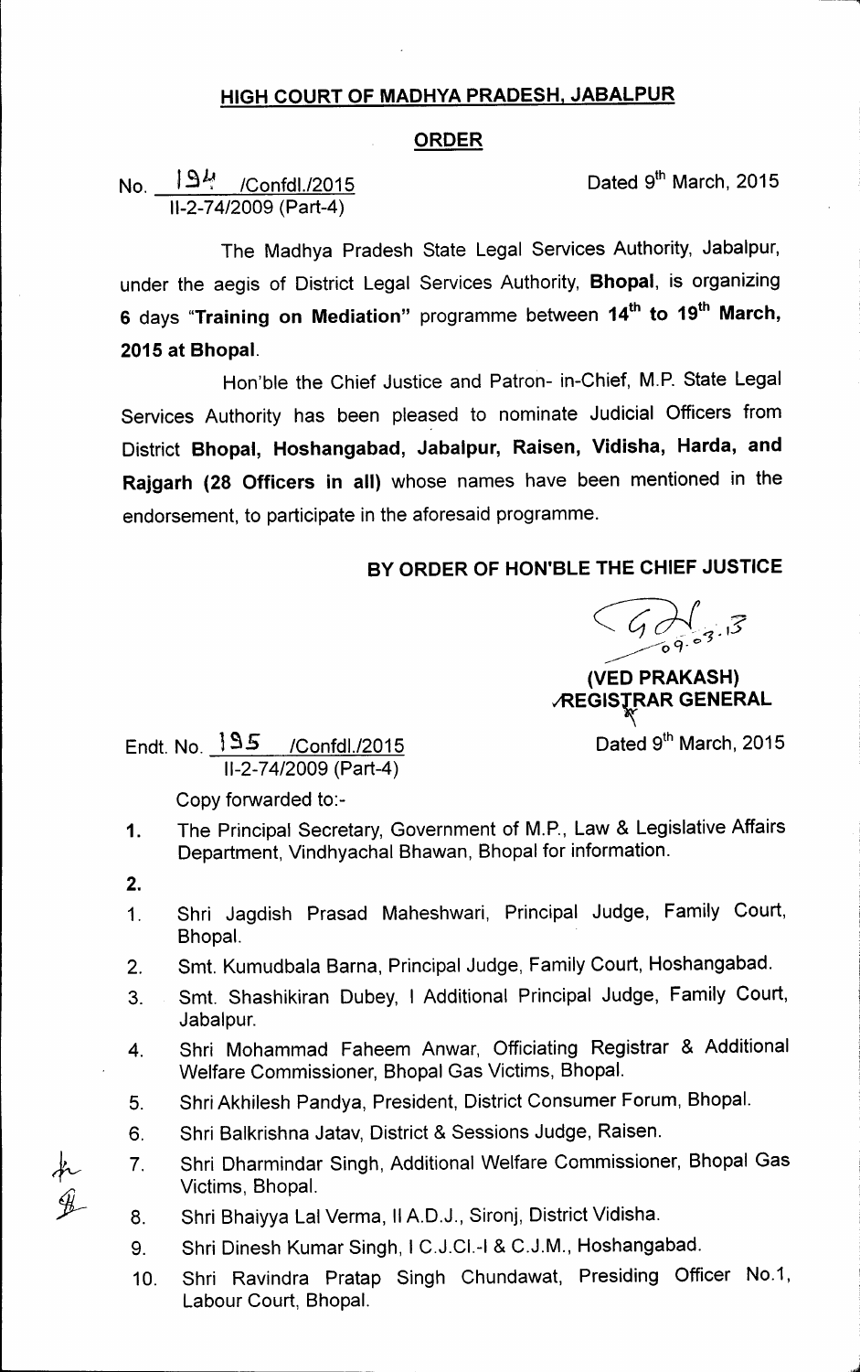## HIGH COURT OF MADHYA PRADESH, JABALPUR

### ORDER

No. 194 /Confdl./2015
II-2-74/2009 (Part-4)

Dated 9[th] March, 2015

The Madhya Pradesh State Legal Services Authority, Jabalpur, under the aegis of District Legal Services Authority, **Bhopal**, is organizing **6** days "**Training on Mediation**" programme between **14[th] to 19[th] March, 2015 at Bhopal**.

Hon'ble the Chief Justice and Patron- in-Chief, M.P. State Legal Services Authority has been pleased to nominate Judicial Officers from District **Bhopal, Hoshangabad, Jabalpur, Raisen, Vidisha, Harda, and Rajgarh (28 Officers in all)** whose names have been mentioned in the endorsement, to participate in the aforesaid programme.

**BY ORDER OF HON'BLE THE CHIEF JUSTICE**

**(VED PRAKASH)**
**REGISTRAR GENERAL**

Endt. No. 195 /Confdl./2015
II-2-74/2009 (Part-4)

Dated 9[th] March, 2015

Copy forwarded to:-

1. The Principal Secretary, Government of M.P., Law & Legislative Affairs Department, Vindhyachal Bhawan, Bhopal for information.
2. 

1. Shri Jagdish Prasad Maheshwari, Principal Judge, Family Court, Bhopal.
2. Smt. Kumudbala Barna, Principal Judge, Family Court, Hoshangabad.
3. Smt. Shashikiran Dubey, I Additional Principal Judge, Family Court, Jabalpur.
4. Shri Mohammad Faheem Anwar, Officiating Registrar & Additional Welfare Commissioner, Bhopal Gas Victims, Bhopal.
5. Shri Akhilesh Pandya, President, District Consumer Forum, Bhopal.
6. Shri Balkrishna Jatav, District & Sessions Judge, Raisen.
7. Shri Dharmindar Singh, Additional Welfare Commissioner, Bhopal Gas Victims, Bhopal.
8. Shri Bhaiyya Lal Verma, II A.D.J., Sironj, District Vidisha.
9. Shri Dinesh Kumar Singh, I C.J.Cl.-I & C.J.M., Hoshangabad.
10. Shri Ravindra Pratap Singh Chundawat, Presiding Officer No.1, Labour Court, Bhopal.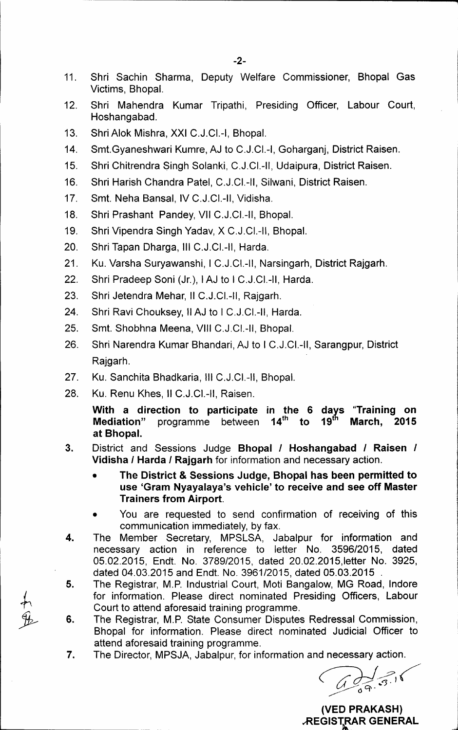11. Shri Sachin Sharma, Deputy Welfare Commissioner, Bhopal Gas Victims, Bhopal.
12. Shri Mahendra Kumar Tripathi, Presiding Officer, Labour Court, Hoshangabad.
13. Shri Alok Mishra, XXI C.J.Cl.-I, Bhopal.
14. Smt.Gyaneshwari Kumre, AJ to C.J.Cl.-I, Goharganj, District Raisen.
15. Shri Chitrendra Singh Solanki, C.J.Cl.-II, Udaipura, District Raisen.
16. Shri Harish Chandra Patel, C.J.Cl.-II, Silwani, District Raisen.
17. Smt. Neha Bansal, IV C.J.Cl.-II, Vidisha.
18. Shri Prashant Pandey, VII C.J.Cl.-II, Bhopal.
19. Shri Vipendra Singh Yadav, X C.J.Cl.-II, Bhopal.
20. Shri Tapan Dharga, III C.J.Cl.-II, Harda.
21. Ku. Varsha Suryawanshi, I C.J.Cl.-II, Narsingarh, District Rajgarh.
22. Shri Pradeep Soni (Jr.), I AJ to I C.J.Cl.-II, Harda.
23. Shri Jetendra Mehar, II C.J.Cl.-II, Rajgarh.
24. Shri Ravi Chouksey, II AJ to I C.J.Cl.-II, Harda.
25. Smt. Shobhna Meena, VIII C.J.Cl.-II, Bhopal.
26. Shri Narendra Kumar Bhandari, AJ to I C.J.Cl.-II, Sarangpur, District Rajgarh.
27. Ku. Sanchita Bhadkaria, III C.J.Cl.-II, Bhopal.
28. Ku. Renu Khes, II C.J.Cl.-II, Raisen.

**With a direction to participate in the 6 days "Training on Mediation"** programme between **14th to 19th March, 2015 at Bhopal.**

3. District and Sessions Judge **Bhopal / Hoshangabad / Raisen / Vidisha / Harda / Rajgarh** for information and necessary action.
   - **The District & Sessions Judge, Bhopal has been permitted to use 'Gram Nyayalaya's vehicle' to receive and see off Master Trainers from Airport.**
   - You are requested to send confirmation of receiving of this communication immediately, by fax.
4. The Member Secretary, MPSLSA, Jabalpur for information and necessary action in reference to letter No. 3596/2015, dated 05.02.2015, Endt. No. 3789/2015, dated 20.02.2015,letter No. 3925, dated 04.03.2015 and Endt. No. 3961/2015, dated 05.03.2015 .
5. The Registrar, M.P. Industrial Court, Moti Bangalow, MG Road, Indore for information. Please direct nominated Presiding Officers, Labour Court to attend aforesaid training programme.
6. The Registrar, M.P. State Consumer Disputes Redressal Commission, Bhopal for information. Please direct nominated Judicial Officer to attend aforesaid training programme.
7. The Director, MPSJA, Jabalpur, for information and necessary action.

09.3.15

**(VED PRAKASH)**
**REGISTRAR GENERAL**